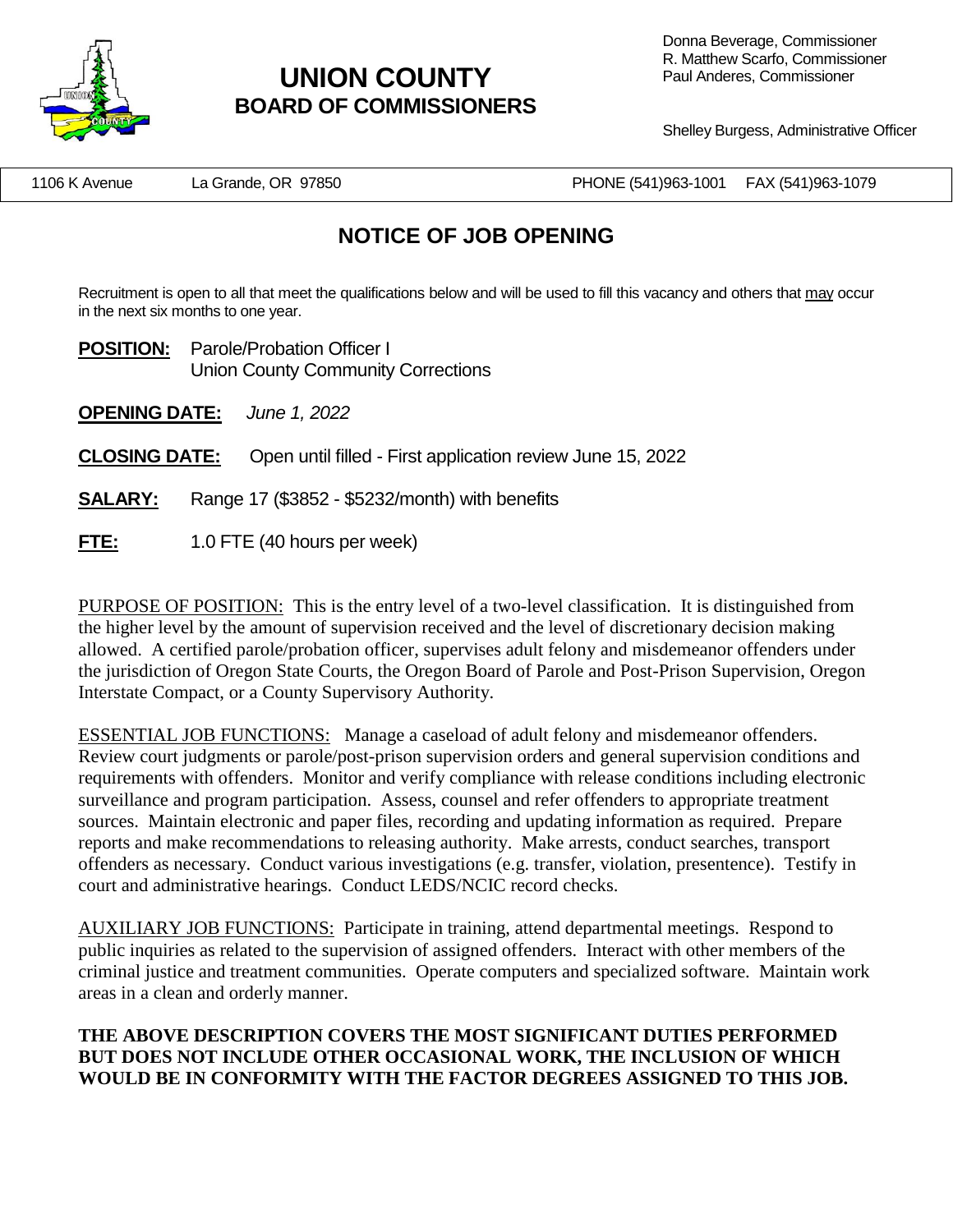# UNION COUNTY
## BOARD OF COMMISSIONERS

Donna Beverage, Commissioner
R. Matthew Scarfo, Commissioner
Paul Anderes, Commissioner

Shelley Burgess, Administrative Officer

1106 K Avenue La Grande, OR 97850 PHONE (541)963-1001 FAX (541)963-1079

## NOTICE OF JOB OPENING

Recruitment is open to all that meet the qualifications below and will be used to fill this vacancy and others that may occur in the next six months to one year.

**POSITION:** Parole/Probation Officer I
Union County Community Corrections

**OPENING DATE:** *June 1, 2022*

**CLOSING DATE:** Open until filled - First application review June 15, 2022

**SALARY:** Range 17 ($3852 - $5232/month) with benefits

**FTE:** 1.0 FTE (40 hours per week)

PURPOSE OF POSITION: This is the entry level of a two-level classification. It is distinguished from the higher level by the amount of supervision received and the level of discretionary decision making allowed. A certified parole/probation officer, supervises adult felony and misdemeanor offenders under the jurisdiction of Oregon State Courts, the Oregon Board of Parole and Post-Prison Supervision, Oregon Interstate Compact, or a County Supervisory Authority.

ESSENTIAL JOB FUNCTIONS: Manage a caseload of adult felony and misdemeanor offenders. Review court judgments or parole/post-prison supervision orders and general supervision conditions and requirements with offenders. Monitor and verify compliance with release conditions including electronic surveillance and program participation. Assess, counsel and refer offenders to appropriate treatment sources. Maintain electronic and paper files, recording and updating information as required. Prepare reports and make recommendations to releasing authority. Make arrests, conduct searches, transport offenders as necessary. Conduct various investigations (e.g. transfer, violation, presentence). Testify in court and administrative hearings. Conduct LEDS/NCIC record checks.

AUXILIARY JOB FUNCTIONS: Participate in training, attend departmental meetings. Respond to public inquiries as related to the supervision of assigned offenders. Interact with other members of the criminal justice and treatment communities. Operate computers and specialized software. Maintain work areas in a clean and orderly manner.

**THE ABOVE DESCRIPTION COVERS THE MOST SIGNIFICANT DUTIES PERFORMED BUT DOES NOT INCLUDE OTHER OCCASIONAL WORK, THE INCLUSION OF WHICH WOULD BE IN CONFORMITY WITH THE FACTOR DEGREES ASSIGNED TO THIS JOB.**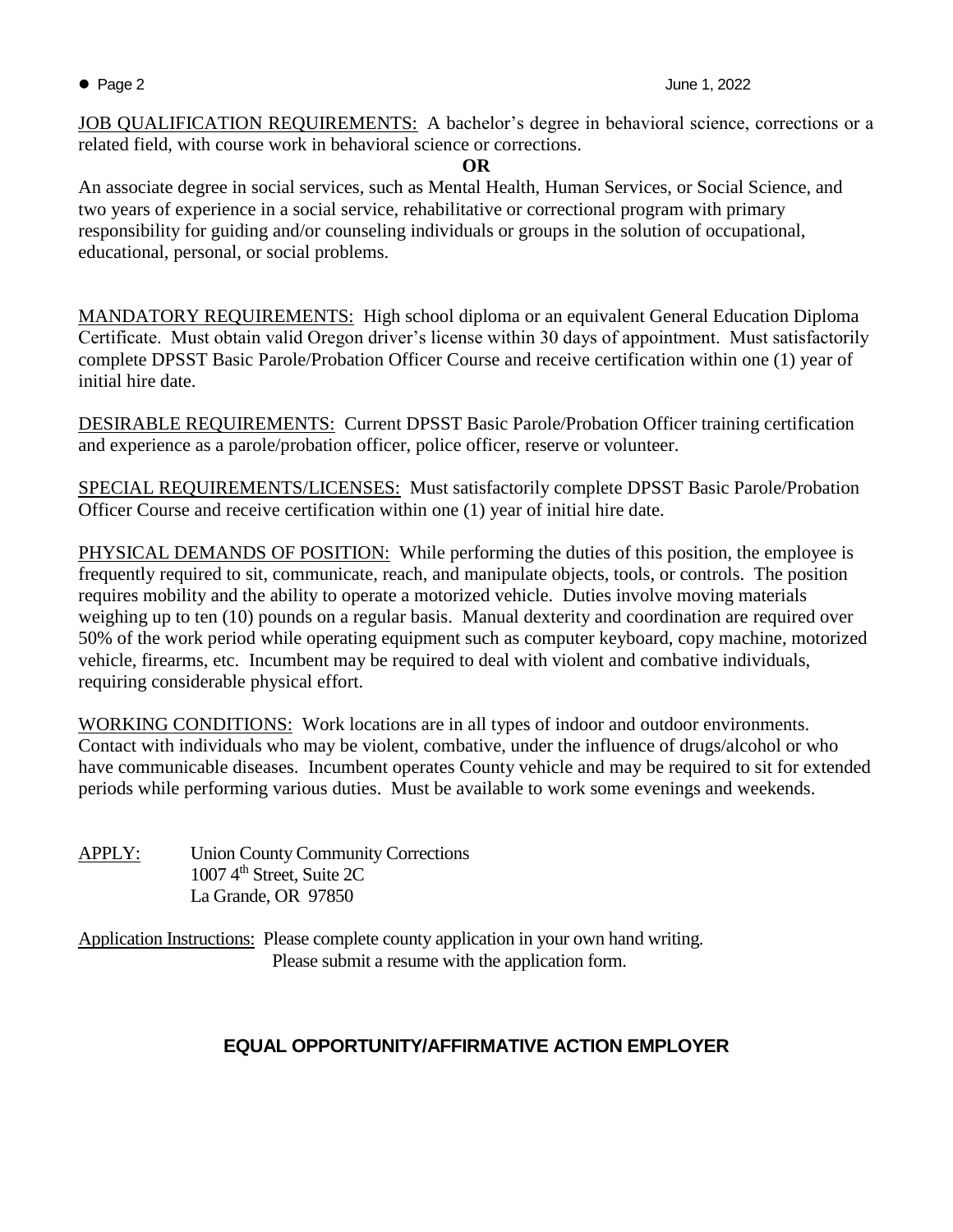JOB QUALIFICATION REQUIREMENTS: A bachelor's degree in behavioral science, corrections or a related field, with course work in behavioral science or corrections.

**OR**

An associate degree in social services, such as Mental Health, Human Services, or Social Science, and two years of experience in a social service, rehabilitative or correctional program with primary responsibility for guiding and/or counseling individuals or groups in the solution of occupational, educational, personal, or social problems.

MANDATORY REQUIREMENTS: High school diploma or an equivalent General Education Diploma Certificate. Must obtain valid Oregon driver's license within 30 days of appointment. Must satisfactorily complete DPSST Basic Parole/Probation Officer Course and receive certification within one (1) year of initial hire date.

DESIRABLE REQUIREMENTS: Current DPSST Basic Parole/Probation Officer training certification and experience as a parole/probation officer, police officer, reserve or volunteer.

SPECIAL REQUIREMENTS/LICENSES: Must satisfactorily complete DPSST Basic Parole/Probation Officer Course and receive certification within one (1) year of initial hire date.

PHYSICAL DEMANDS OF POSITION: While performing the duties of this position, the employee is frequently required to sit, communicate, reach, and manipulate objects, tools, or controls. The position requires mobility and the ability to operate a motorized vehicle. Duties involve moving materials weighing up to ten (10) pounds on a regular basis. Manual dexterity and coordination are required over 50% of the work period while operating equipment such as computer keyboard, copy machine, motorized vehicle, firearms, etc. Incumbent may be required to deal with violent and combative individuals, requiring considerable physical effort.

WORKING CONDITIONS: Work locations are in all types of indoor and outdoor environments. Contact with individuals who may be violent, combative, under the influence of drugs/alcohol or who have communicable diseases. Incumbent operates County vehicle and may be required to sit for extended periods while performing various duties. Must be available to work some evenings and weekends.

APPLY: Union County Community Corrections
1007 4th Street, Suite 2C
La Grande, OR 97850

Application Instructions: Please complete county application in your own hand writing.
Please submit a resume with the application form.

**EQUAL OPPORTUNITY/AFFIRMATIVE ACTION EMPLOYER**